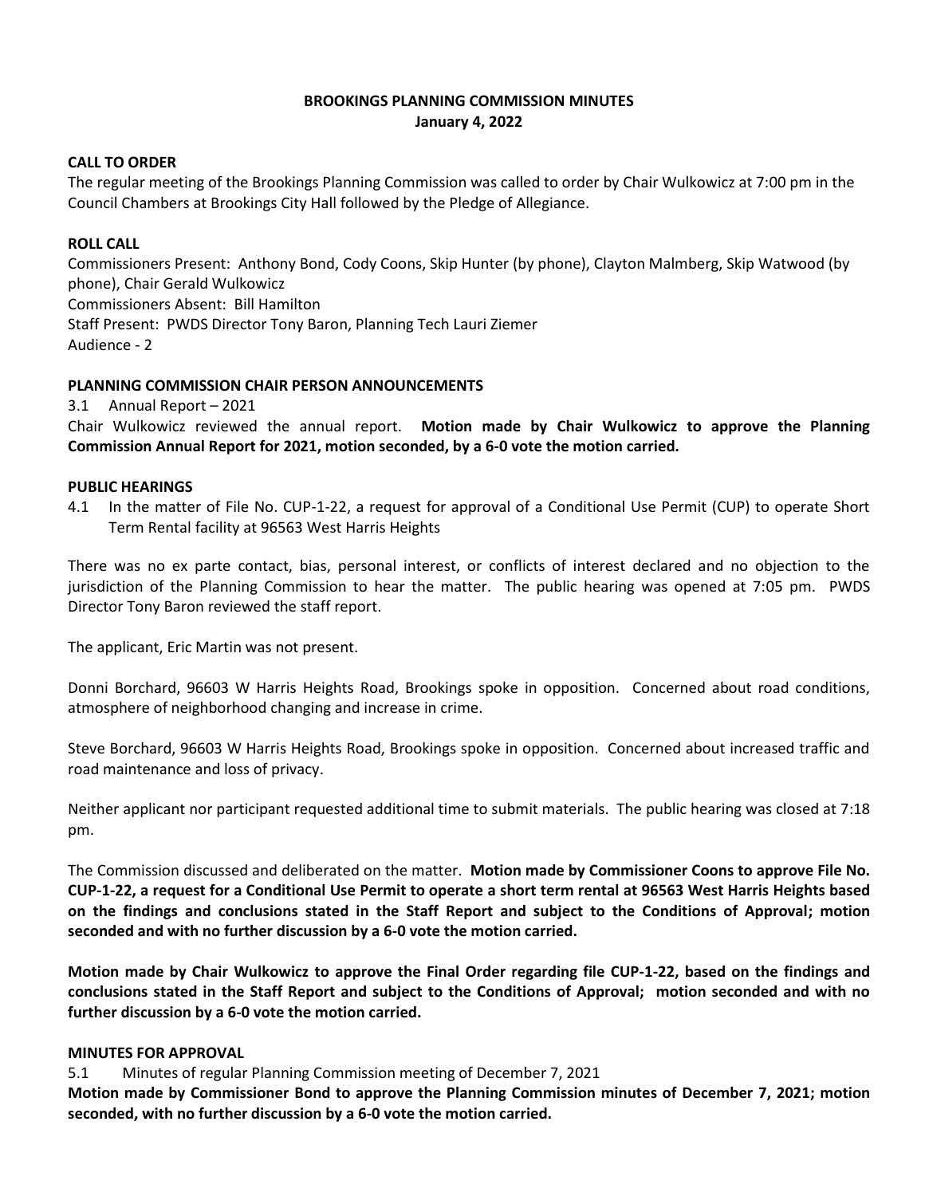# BROOKINGS PLANNING COMMISSION MINUTES
## January 4, 2022

### CALL TO ORDER

The regular meeting of the Brookings Planning Commission was called to order by Chair Wulkowicz at 7:00 pm in the Council Chambers at Brookings City Hall followed by the Pledge of Allegiance.

### ROLL CALL

Commissioners Present: Anthony Bond, Cody Coons, Skip Hunter (by phone), Clayton Malmberg, Skip Watwood (by phone), Chair Gerald Wulkowicz
Commissioners Absent: Bill Hamilton
Staff Present: PWDS Director Tony Baron, Planning Tech Lauri Ziemer
Audience - 2

### PLANNING COMMISSION CHAIR PERSON ANNOUNCEMENTS

3.1 Annual Report – 2021

Chair Wulkowicz reviewed the annual report. **Motion made by Chair Wulkowicz to approve the Planning Commission Annual Report for 2021, motion seconded, by a 6-0 vote the motion carried.**

### PUBLIC HEARINGS

4.1 In the matter of File No. CUP-1-22, a request for approval of a Conditional Use Permit (CUP) to operate Short Term Rental facility at 96563 West Harris Heights

There was no ex parte contact, bias, personal interest, or conflicts of interest declared and no objection to the jurisdiction of the Planning Commission to hear the matter. The public hearing was opened at 7:05 pm. PWDS Director Tony Baron reviewed the staff report.

The applicant, Eric Martin was not present.

Donni Borchard, 96603 W Harris Heights Road, Brookings spoke in opposition. Concerned about road conditions, atmosphere of neighborhood changing and increase in crime.

Steve Borchard, 96603 W Harris Heights Road, Brookings spoke in opposition. Concerned about increased traffic and road maintenance and loss of privacy.

Neither applicant nor participant requested additional time to submit materials. The public hearing was closed at 7:18 pm.

The Commission discussed and deliberated on the matter. **Motion made by Commissioner Coons to approve File No. CUP-1-22, a request for a Conditional Use Permit to operate a short term rental at 96563 West Harris Heights based on the findings and conclusions stated in the Staff Report and subject to the Conditions of Approval; motion seconded and with no further discussion by a 6-0 vote the motion carried.**

**Motion made by Chair Wulkowicz to approve the Final Order regarding file CUP-1-22, based on the findings and conclusions stated in the Staff Report and subject to the Conditions of Approval; motion seconded and with no further discussion by a 6-0 vote the motion carried.**

### MINUTES FOR APPROVAL

5.1 Minutes of regular Planning Commission meeting of December 7, 2021

**Motion made by Commissioner Bond to approve the Planning Commission minutes of December 7, 2021; motion seconded, with no further discussion by a 6-0 vote the motion carried.**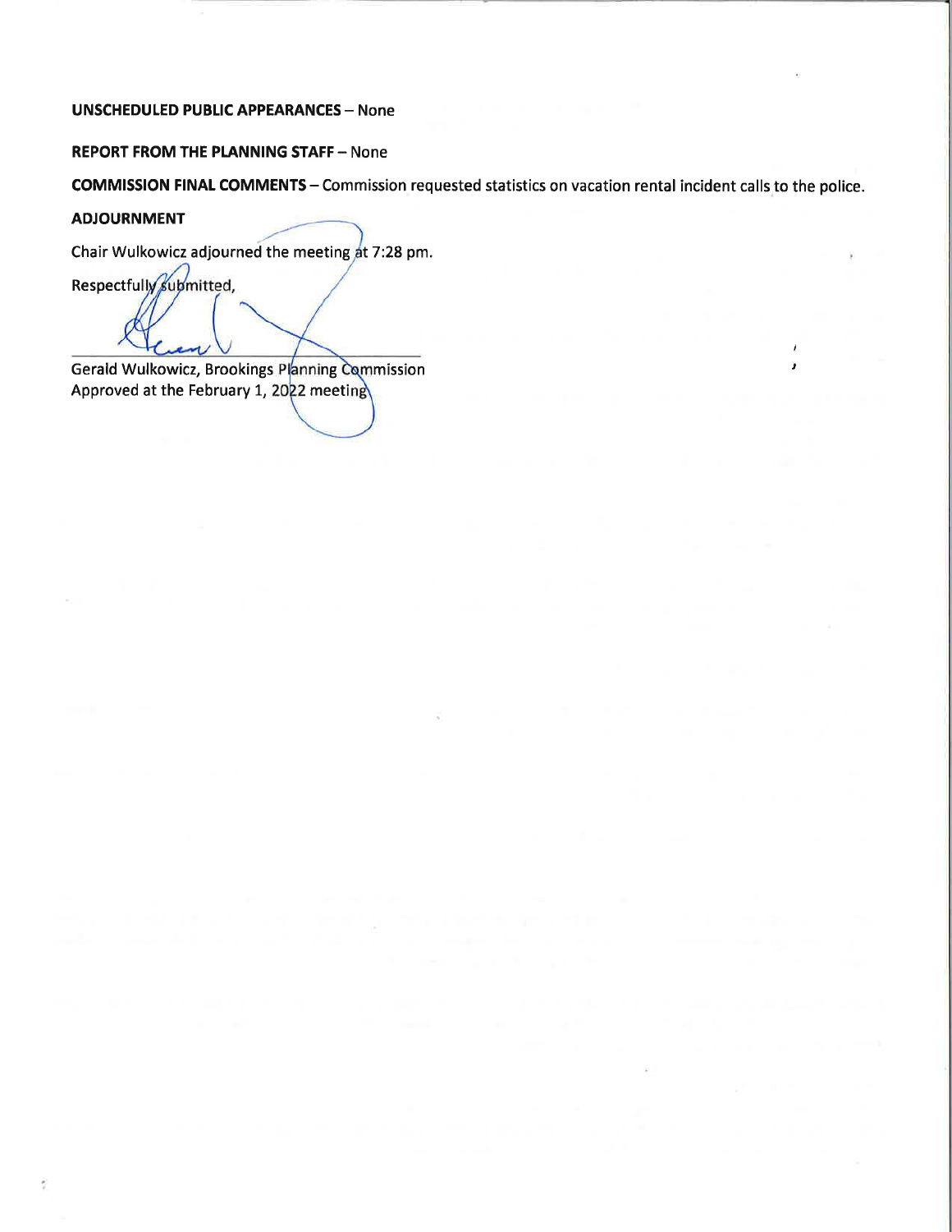**UNSCHEDULED PUBLIC APPEARANCES** – None

**REPORT FROM THE PLANNING STAFF** – None

**COMMISSION FINAL COMMENTS** – Commission requested statistics on vacation rental incident calls to the police.

**ADJOURNMENT**

Chair Wulkowicz adjourned the meeting at 7:28 pm.

Respectfully submitted,

Gerald Wulkowicz, Brookings Planning Commission
Approved at the February 1, 2022 meeting